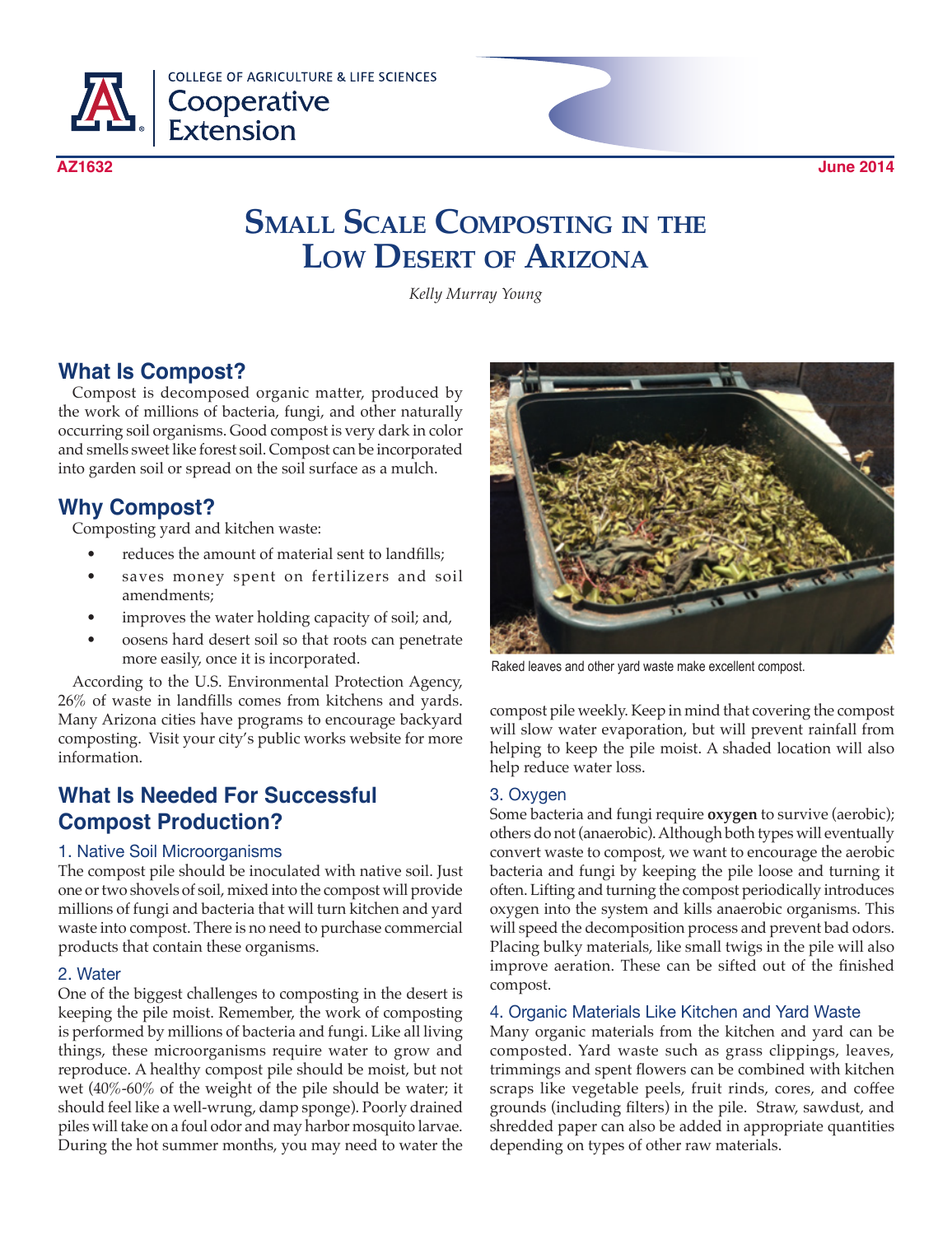COLLEGE OF AGRICULTURE & LIFE SCIENCES
Cooperative Extension

AZ1632 June 2014

# Small Scale Composting in the Low Desert of Arizona

*Kelly Murray Young*

## What Is Compost?

Compost is decomposed organic matter, produced by the work of millions of bacteria, fungi, and other naturally occurring soil organisms. Good compost is very dark in color and smells sweet like forest soil. Compost can be incorporated into garden soil or spread on the soil surface as a mulch.

## Why Compost?

Composting yard and kitchen waste:

- reduces the amount of material sent to landfills;
- saves money spent on fertilizers and soil amendments;
- improves the water holding capacity of soil; and,
- oosens hard desert soil so that roots can penetrate more easily, once it is incorporated.

According to the U.S. Environmental Protection Agency, 26% of waste in landfills comes from kitchens and yards. Many Arizona cities have programs to encourage backyard composting. Visit your city's public works website for more information.

## What Is Needed For Successful Compost Production?

### 1. Native Soil Microorganisms

The compost pile should be inoculated with native soil. Just one or two shovels of soil, mixed into the compost will provide millions of fungi and bacteria that will turn kitchen and yard waste into compost. There is no need to purchase commercial products that contain these organisms.

### 2. Water

One of the biggest challenges to composting in the desert is keeping the pile moist. Remember, the work of composting is performed by millions of bacteria and fungi. Like all living things, these microorganisms require water to grow and reproduce. A healthy compost pile should be moist, but not wet (40%-60% of the weight of the pile should be water; it should feel like a well-wrung, damp sponge). Poorly drained piles will take on a foul odor and may harbor mosquito larvae. During the hot summer months, you may need to water the compost pile weekly. Keep in mind that covering the compost will slow water evaporation, but will prevent rainfall from helping to keep the pile moist. A shaded location will also help reduce water loss.

Raked leaves and other yard waste make excellent compost.

### 3. Oxygen

Some bacteria and fungi require **oxygen** to survive (aerobic); others do not (anaerobic). Although both types will eventually convert waste to compost, we want to encourage the aerobic bacteria and fungi by keeping the pile loose and turning it often. Lifting and turning the compost periodically introduces oxygen into the system and kills anaerobic organisms. This will speed the decomposition process and prevent bad odors. Placing bulky materials, like small twigs in the pile will also improve aeration. These can be sifted out of the finished compost.

### 4. Organic Materials Like Kitchen and Yard Waste

Many organic materials from the kitchen and yard can be composted. Yard waste such as grass clippings, leaves, trimmings and spent flowers can be combined with kitchen scraps like vegetable peels, fruit rinds, cores, and coffee grounds (including filters) in the pile. Straw, sawdust, and shredded paper can also be added in appropriate quantities depending on types of other raw materials.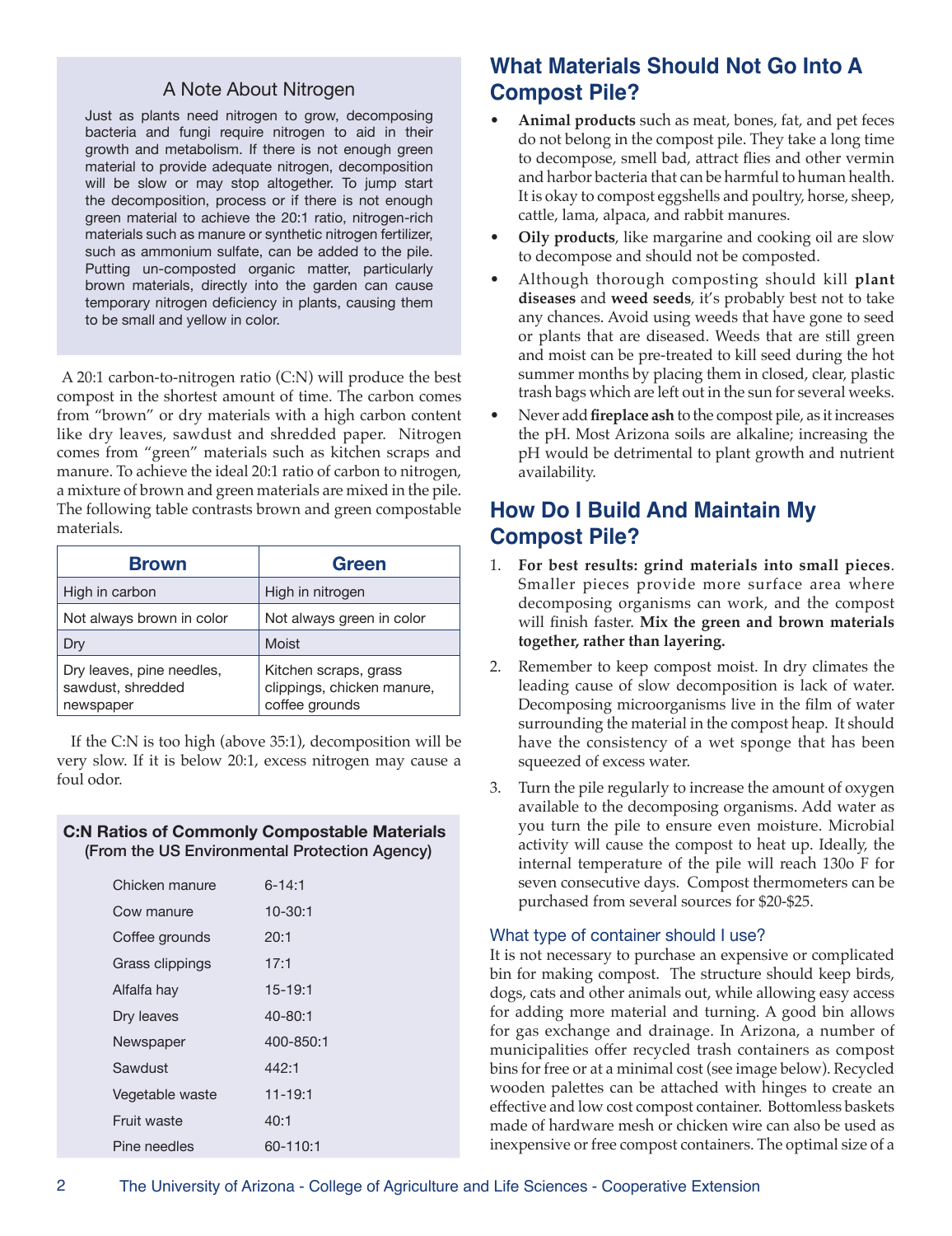### A Note About Nitrogen

Just as plants need nitrogen to grow, decomposing bacteria and fungi require nitrogen to aid in their growth and metabolism. If there is not enough green material to provide adequate nitrogen, decomposition will be slow or may stop altogether. To jump start the decomposition, process or if there is not enough green material to achieve the 20:1 ratio, nitrogen-rich materials such as manure or synthetic nitrogen fertilizer, such as ammonium sulfate, can be added to the pile. Putting un-composted organic matter, particularly brown materials, directly into the garden can cause temporary nitrogen deficiency in plants, causing them to be small and yellow in color.

A 20:1 carbon-to-nitrogen ratio (C:N) will produce the best compost in the shortest amount of time. The carbon comes from "brown" or dry materials with a high carbon content like dry leaves, sawdust and shredded paper. Nitrogen comes from "green" materials such as kitchen scraps and manure. To achieve the ideal 20:1 ratio of carbon to nitrogen, a mixture of brown and green materials are mixed in the pile. The following table contrasts brown and green compostable materials.

| Brown | Green |
|---|---|
| High in carbon | High in nitrogen |
| Not always brown in color | Not always green in color |
| Dry | Moist |
| Dry leaves, pine needles, sawdust, shredded newspaper | Kitchen scraps, grass clippings, chicken manure, coffee grounds |

If the C:N is too high (above 35:1), decomposition will be very slow. If it is below 20:1, excess nitrogen may cause a foul odor.

**C:N Ratios of Commonly Compostable Materials (From the US Environmental Protection Agency)**

| Material | C:N Ratio |
|---|---|
| Chicken manure | 6-14:1 |
| Cow manure | 10-30:1 |
| Coffee grounds | 20:1 |
| Grass clippings | 17:1 |
| Alfalfa hay | 15-19:1 |
| Dry leaves | 40-80:1 |
| Newspaper | 400-850:1 |
| Sawdust | 442:1 |
| Vegetable waste | 11-19:1 |
| Fruit waste | 40:1 |
| Pine needles | 60-110:1 |

## What Materials Should Not Go Into A Compost Pile?

- **Animal products** such as meat, bones, fat, and pet feces do not belong in the compost pile. They take a long time to decompose, smell bad, attract flies and other vermin and harbor bacteria that can be harmful to human health. It is okay to compost eggshells and poultry, horse, sheep, cattle, lama, alpaca, and rabbit manures.
- **Oily products**, like margarine and cooking oil are slow to decompose and should not be composted.
- Although thorough composting should kill **plant diseases** and **weed seeds**, it's probably best not to take any chances. Avoid using weeds that have gone to seed or plants that are diseased. Weeds that are still green and moist can be pre-treated to kill seed during the hot summer months by placing them in closed, clear, plastic trash bags which are left out in the sun for several weeks.
- Never add **fireplace ash** to the compost pile, as it increases the pH. Most Arizona soils are alkaline; increasing the pH would be detrimental to plant growth and nutrient availability.

## How Do I Build And Maintain My Compost Pile?

1. **For best results: grind materials into small pieces**. Smaller pieces provide more surface area where decomposing organisms can work, and the compost will finish faster. **Mix the green and brown materials together, rather than layering.**
2. Remember to keep compost moist. In dry climates the leading cause of slow decomposition is lack of water. Decomposing microorganisms live in the film of water surrounding the material in the compost heap. It should have the consistency of a wet sponge that has been squeezed of excess water.
3. Turn the pile regularly to increase the amount of oxygen available to the decomposing organisms. Add water as you turn the pile to ensure even moisture. Microbial activity will cause the compost to heat up. Ideally, the internal temperature of the pile will reach 130o F for seven consecutive days. Compost thermometers can be purchased from several sources for $20-$25.

### What type of container should I use?

It is not necessary to purchase an expensive or complicated bin for making compost. The structure should keep birds, dogs, cats and other animals out, while allowing easy access for adding more material and turning. A good bin allows for gas exchange and drainage. In Arizona, a number of municipalities offer recycled trash containers as compost bins for free or at a minimal cost (see image below). Recycled wooden palettes can be attached with hinges to create an effective and low cost compost container. Bottomless baskets made of hardware mesh or chicken wire can also be used as inexpensive or free compost containers. The optimal size of a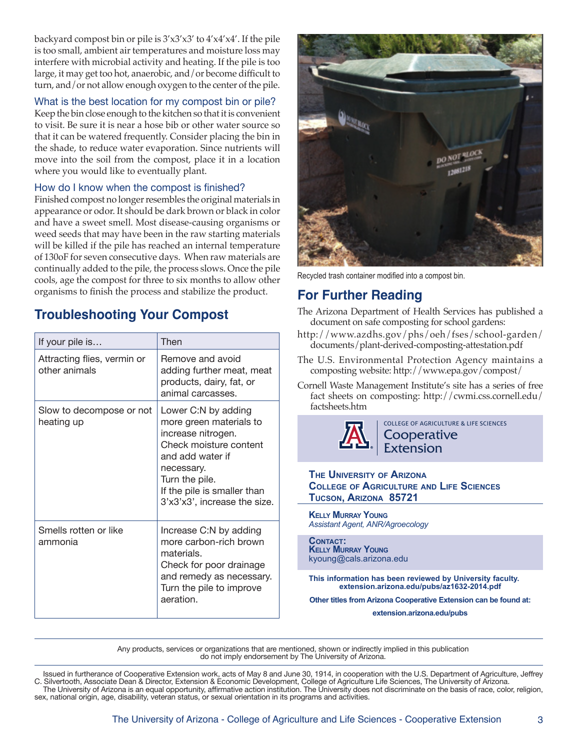backyard compost bin or pile is 3'x3'x3' to 4'x4'x4'. If the pile is too small, ambient air temperatures and moisture loss may interfere with microbial activity and heating. If the pile is too large, it may get too hot, anaerobic, and/or become difficult to turn, and/or not allow enough oxygen to the center of the pile.

### What is the best location for my compost bin or pile?

Keep the bin close enough to the kitchen so that it is convenient to visit. Be sure it is near a hose bib or other water source so that it can be watered frequently. Consider placing the bin in the shade, to reduce water evaporation. Since nutrients will move into the soil from the compost, place it in a location where you would like to eventually plant.

### How do I know when the compost is finished?

Finished compost no longer resembles the original materials in appearance or odor. It should be dark brown or black in color and have a sweet smell. Most disease-causing organisms or weed seeds that may have been in the raw starting materials will be killed if the pile has reached an internal temperature of 130oF for seven consecutive days. When raw materials are continually added to the pile, the process slows. Once the pile cools, age the compost for three to six months to allow other organisms to finish the process and stabilize the product.

## Troubleshooting Your Compost

| If your pile is… | Then |
|---|---|
| Attracting flies, vermin or other animals | Remove and avoid adding further meat, meat products, dairy, fat, or animal carcasses. |
| Slow to decompose or not heating up | Lower C:N by adding more green materials to increase nitrogen.<br>Check moisture content and add water if necessary.<br>Turn the pile.<br>If the pile is smaller than 3'x3'x3', increase the size. |
| Smells rotten or like ammonia | Increase C:N by adding more carbon-rich brown materials.<br>Check for poor drainage and remedy as necessary.<br>Turn the pile to improve aeration. |

Recycled trash container modified into a compost bin.

## For Further Reading

The Arizona Department of Health Services has published a document on safe composting for school gardens: http://www.azdhs.gov/phs/oeh/fses/school-garden/documents/plant-derived-composting-attestation.pdf

The U.S. Environmental Protection Agency maintains a composting website: http://www.epa.gov/compost/

Cornell Waste Management Institute's site has a series of free fact sheets on composting: http://cwmi.css.cornell.edu/factsheets.htm

College of Agriculture & Life Sciences
Cooperative Extension

**The University of Arizona**
**College of Agriculture and Life Sciences**
**Tucson, Arizona 85721**

**Kelly Murray Young**
*Assistant Agent, ANR/Agroecology*

**Contact:**
**Kelly Murray Young**
kyoung@cals.arizona.edu

**This information has been reviewed by University faculty.**
**extension.arizona.edu/pubs/az1632-2014.pdf**

**Other titles from Arizona Cooperative Extension can be found at:**
**extension.arizona.edu/pubs**

Any products, services or organizations that are mentioned, shown or indirectly implied in this publication do not imply endorsement by The University of Arizona.

Issued in furtherance of Cooperative Extension work, acts of May 8 and June 30, 1914, in cooperation with the U.S. Department of Agriculture, Jeffrey C. Silvertooth, Associate Dean & Director, Extension & Economic Development, College of Agriculture Life Sciences, The University of Arizona.
The University of Arizona is an equal opportunity, affirmative action institution. The University does not discriminate on the basis of race, color, religion, sex, national origin, age, disability, veteran status, or sexual orientation in its programs and activities.